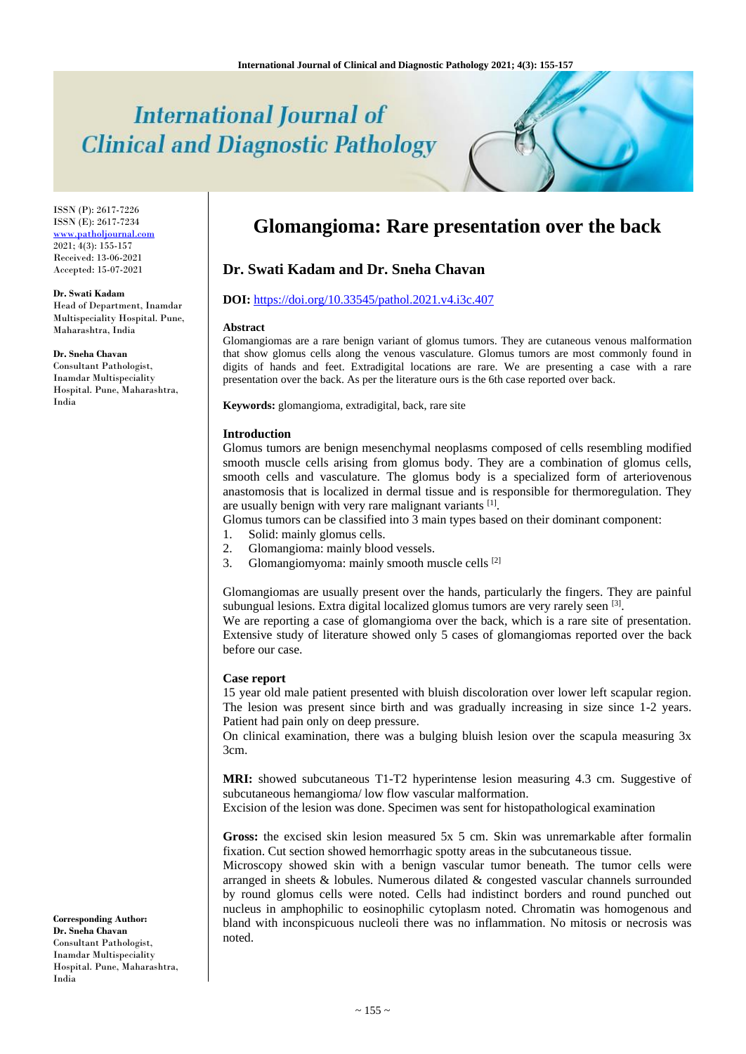# International Journal of Clinical and Diagnostic Pathology

ISSN (P): 2617-7226
ISSN (E): 2617-7234
www.patholjournal.com
2021; 4(3): 155-157
Received: 13-06-2021
Accepted: 15-07-2021

**Dr. Swati Kadam**
Head of Department, Inamdar Multispeciality Hospital. Pune, Maharashtra, India

**Dr. Sneha Chavan**
Consultant Pathologist, Inamdar Multispeciality Hospital. Pune, Maharashtra, India

**Corresponding Author:**
**Dr. Sneha Chavan**
Consultant Pathologist, Inamdar Multispeciality Hospital. Pune, Maharashtra, India

# Glomangioma: Rare presentation over the back

## Dr. Swati Kadam and Dr. Sneha Chavan

**DOI:** https://doi.org/10.33545/pathol.2021.v4.i3c.407

### Abstract

Glomangiomas are a rare benign variant of glomus tumors. They are cutaneous venous malformation that show glomus cells along the venous vasculature. Glomus tumors are most commonly found in digits of hands and feet. Extradigital locations are rare. We are presenting a case with a rare presentation over the back. As per the literature ours is the 6th case reported over back.

**Keywords:** glomangioma, extradigital, back, rare site

### Introduction

Glomus tumors are benign mesenchymal neoplasms composed of cells resembling modified smooth muscle cells arising from glomus body. They are a combination of glomus cells, smooth cells and vasculature. The glomus body is a specialized form of arteriovenous anastomosis that is localized in dermal tissue and is responsible for thermoregulation. They are usually benign with very rare malignant variants [1].

Glomus tumors can be classified into 3 main types based on their dominant component:

1. Solid: mainly glomus cells.
2. Glomangioma: mainly blood vessels.
3. Glomangiomyoma: mainly smooth muscle cells [2]

Glomangiomas are usually present over the hands, particularly the fingers. They are painful subungual lesions. Extra digital localized glomus tumors are very rarely seen [3].

We are reporting a case of glomangioma over the back, which is a rare site of presentation. Extensive study of literature showed only 5 cases of glomangiomas reported over the back before our case.

### Case report

15 year old male patient presented with bluish discoloration over lower left scapular region. The lesion was present since birth and was gradually increasing in size since 1-2 years. Patient had pain only on deep pressure.

On clinical examination, there was a bulging bluish lesion over the scapula measuring 3x 3cm.

**MRI:** showed subcutaneous T1-T2 hyperintense lesion measuring 4.3 cm. Suggestive of subcutaneous hemangioma/ low flow vascular malformation.

Excision of the lesion was done. Specimen was sent for histopathological examination

**Gross:** the excised skin lesion measured 5x 5 cm. Skin was unremarkable after formalin fixation. Cut section showed hemorrhagic spotty areas in the subcutaneous tissue.

Microscopy showed skin with a benign vascular tumor beneath. The tumor cells were arranged in sheets & lobules. Numerous dilated & congested vascular channels surrounded by round glomus cells were noted. Cells had indistinct borders and round punched out nucleus in amphophilic to eosinophilic cytoplasm noted. Chromatin was homogenous and bland with inconspicuous nucleoli there was no inflammation. No mitosis or necrosis was noted.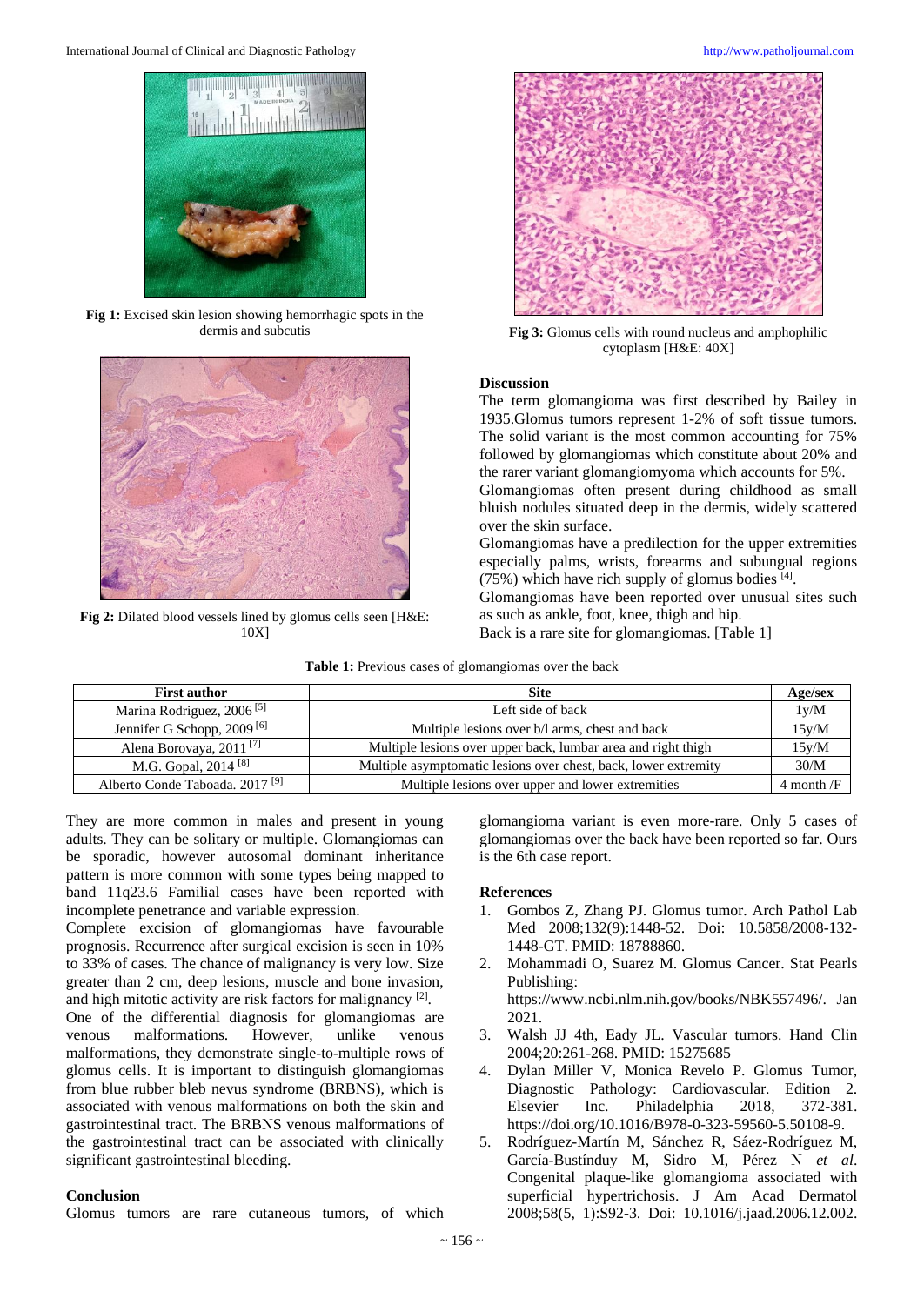**Fig 1:** Excised skin lesion showing hemorrhagic spots in the dermis and subcutis

**Fig 2:** Dilated blood vessels lined by glomus cells seen [H&E: 10X]

**Fig 3:** Glomus cells with round nucleus and amphophilic cytoplasm [H&E: 40X]

## Discussion

The term glomangioma was first described by Bailey in 1935.Glomus tumors represent 1-2% of soft tissue tumors. The solid variant is the most common accounting for 75% followed by glomangiomas which constitute about 20% and the rarer variant glomangiomyoma which accounts for 5%.

Glomangiomas often present during childhood as small bluish nodules situated deep in the dermis, widely scattered over the skin surface.

Glomangiomas have a predilection for the upper extremities especially palms, wrists, forearms and subungual regions (75%) which have rich supply of glomus bodies [4].

Glomangiomas have been reported over unusual sites such as such as ankle, foot, knee, thigh and hip.

Back is a rare site for glomangiomas. [Table 1]

**Table 1:** Previous cases of glomangiomas over the back

| First author | Site | Age/sex |
|---|---|---|
| Marina Rodriguez, 2006 [5] | Left side of back | 1y/M |
| Jennifer G Schopp, 2009 [6] | Multiple lesions over b/l arms, chest and back | 15y/M |
| Alena Borovaya, 2011 [7] | Multiple lesions over upper back, lumbar area and right thigh | 15y/M |
| M.G. Gopal, 2014 [8] | Multiple asymptomatic lesions over chest, back, lower extremity | 30/M |
| Alberto Conde Taboada. 2017 [9] | Multiple lesions over upper and lower extremities | 4 month /F |

They are more common in males and present in young adults. They can be solitary or multiple. Glomangiomas can be sporadic, however autosomal dominant inheritance pattern is more common with some types being mapped to band 11q23.6 Familial cases have been reported with incomplete penetrance and variable expression.

Complete excision of glomangiomas have favourable prognosis. Recurrence after surgical excision is seen in 10% to 33% of cases. The chance of malignancy is very low. Size greater than 2 cm, deep lesions, muscle and bone invasion, and high mitotic activity are risk factors for malignancy [2].

One of the differential diagnosis for glomangiomas are venous malformations. However, unlike venous malformations, they demonstrate single-to-multiple rows of glomus cells. It is important to distinguish glomangiomas from blue rubber bleb nevus syndrome (BRBNS), which is associated with venous malformations on both the skin and gastrointestinal tract. The BRBNS venous malformations of the gastrointestinal tract can be associated with clinically significant gastrointestinal bleeding.

## Conclusion

Glomus tumors are rare cutaneous tumors, of which glomangioma variant is even more-rare. Only 5 cases of glomangiomas over the back have been reported so far. Ours is the 6th case report.

## References

1. Gombos Z, Zhang PJ. Glomus tumor. Arch Pathol Lab Med 2008;132(9):1448-52. Doi: 10.5858/2008-132-1448-GT. PMID: 18788860.
2. Mohammadi O, Suarez M. Glomus Cancer. Stat Pearls Publishing: https://www.ncbi.nlm.nih.gov/books/NBK557496/. Jan 2021.
3. Walsh JJ 4th, Eady JL. Vascular tumors. Hand Clin 2004;20:261-268. PMID: 15275685
4. Dylan Miller V, Monica Revelo P. Glomus Tumor, Diagnostic Pathology: Cardiovascular. Edition 2. Elsevier Inc. Philadelphia 2018, 372-381. https://doi.org/10.1016/B978-0-323-59560-5.50108-9.
5. Rodríguez-Martín M, Sánchez R, Sáez-Rodríguez M, García-Bustínduy M, Sidro M, Pérez N *et al*. Congenital plaque-like glomangioma associated with superficial hypertrichosis. J Am Acad Dermatol 2008;58(5, 1):S92-3. Doi: 10.1016/j.jaad.2006.12.002.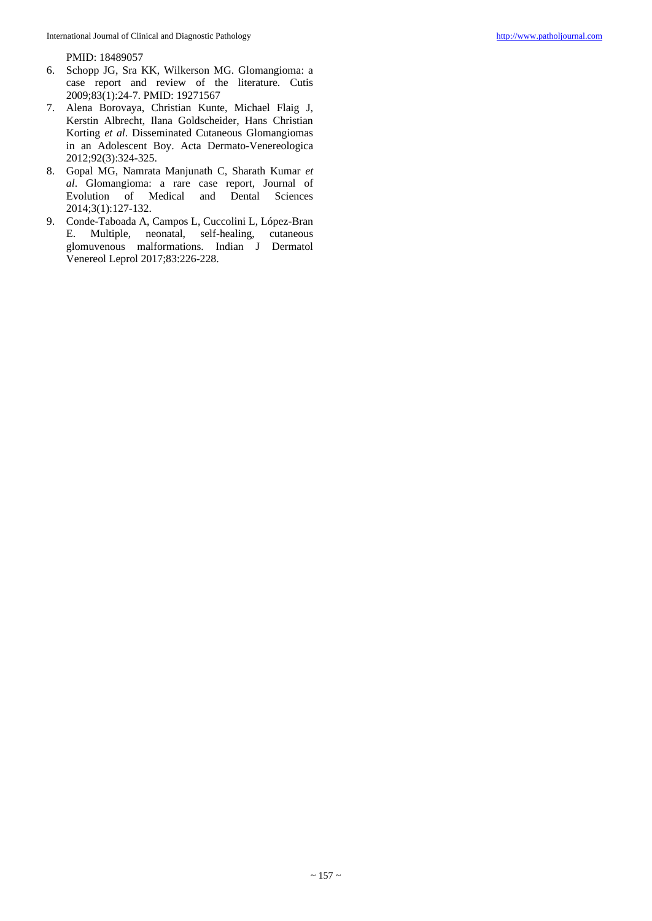PMID: 18489057

6. Schopp JG, Sra KK, Wilkerson MG. Glomangioma: a case report and review of the literature. Cutis 2009;83(1):24-7. PMID: 19271567
7. Alena Borovaya, Christian Kunte, Michael Flaig J, Kerstin Albrecht, Ilana Goldscheider, Hans Christian Korting *et al*. Disseminated Cutaneous Glomangiomas in an Adolescent Boy. Acta Dermato-Venereologica 2012;92(3):324-325.
8. Gopal MG, Namrata Manjunath C, Sharath Kumar *et al*. Glomangioma: a rare case report, Journal of Evolution of Medical and Dental Sciences 2014;3(1):127-132.
9. Conde-Taboada A, Campos L, Cuccolini L, López-Bran E. Multiple, neonatal, self-healing, cutaneous glomuvenous malformations. Indian J Dermatol Venereol Leprol 2017;83:226-228.